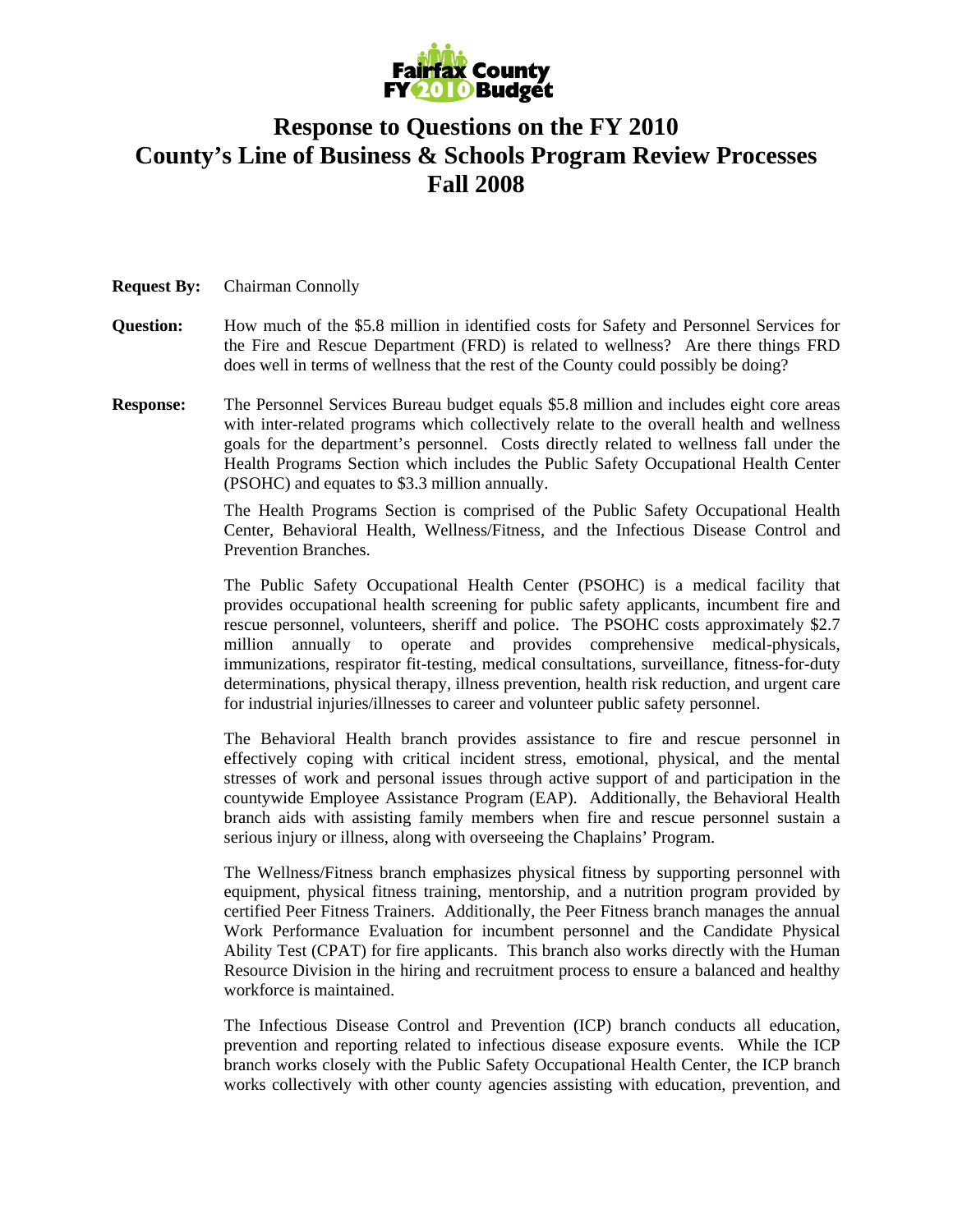Fairfax County FY 2010 Budget

# Response to Questions on the FY 2010 County's Line of Business & Schools Program Review Processes Fall 2008

**Request By:** Chairman Connolly

**Question:** How much of the $5.8 million in identified costs for Safety and Personnel Services for the Fire and Rescue Department (FRD) is related to wellness? Are there things FRD does well in terms of wellness that the rest of the County could possibly be doing?

**Response:** The Personnel Services Bureau budget equals $5.8 million and includes eight core areas with inter-related programs which collectively relate to the overall health and wellness goals for the department's personnel. Costs directly related to wellness fall under the Health Programs Section which includes the Public Safety Occupational Health Center (PSOHC) and equates to $3.3 million annually.

The Health Programs Section is comprised of the Public Safety Occupational Health Center, Behavioral Health, Wellness/Fitness, and the Infectious Disease Control and Prevention Branches.

The Public Safety Occupational Health Center (PSOHC) is a medical facility that provides occupational health screening for public safety applicants, incumbent fire and rescue personnel, volunteers, sheriff and police. The PSOHC costs approximately $2.7 million annually to operate and provides comprehensive medical-physicals, immunizations, respirator fit-testing, medical consultations, surveillance, fitness-for-duty determinations, physical therapy, illness prevention, health risk reduction, and urgent care for industrial injuries/illnesses to career and volunteer public safety personnel.

The Behavioral Health branch provides assistance to fire and rescue personnel in effectively coping with critical incident stress, emotional, physical, and the mental stresses of work and personal issues through active support of and participation in the countywide Employee Assistance Program (EAP). Additionally, the Behavioral Health branch aids with assisting family members when fire and rescue personnel sustain a serious injury or illness, along with overseeing the Chaplains' Program.

The Wellness/Fitness branch emphasizes physical fitness by supporting personnel with equipment, physical fitness training, mentorship, and a nutrition program provided by certified Peer Fitness Trainers. Additionally, the Peer Fitness branch manages the annual Work Performance Evaluation for incumbent personnel and the Candidate Physical Ability Test (CPAT) for fire applicants. This branch also works directly with the Human Resource Division in the hiring and recruitment process to ensure a balanced and healthy workforce is maintained.

The Infectious Disease Control and Prevention (ICP) branch conducts all education, prevention and reporting related to infectious disease exposure events. While the ICP branch works closely with the Public Safety Occupational Health Center, the ICP branch works collectively with other county agencies assisting with education, prevention, and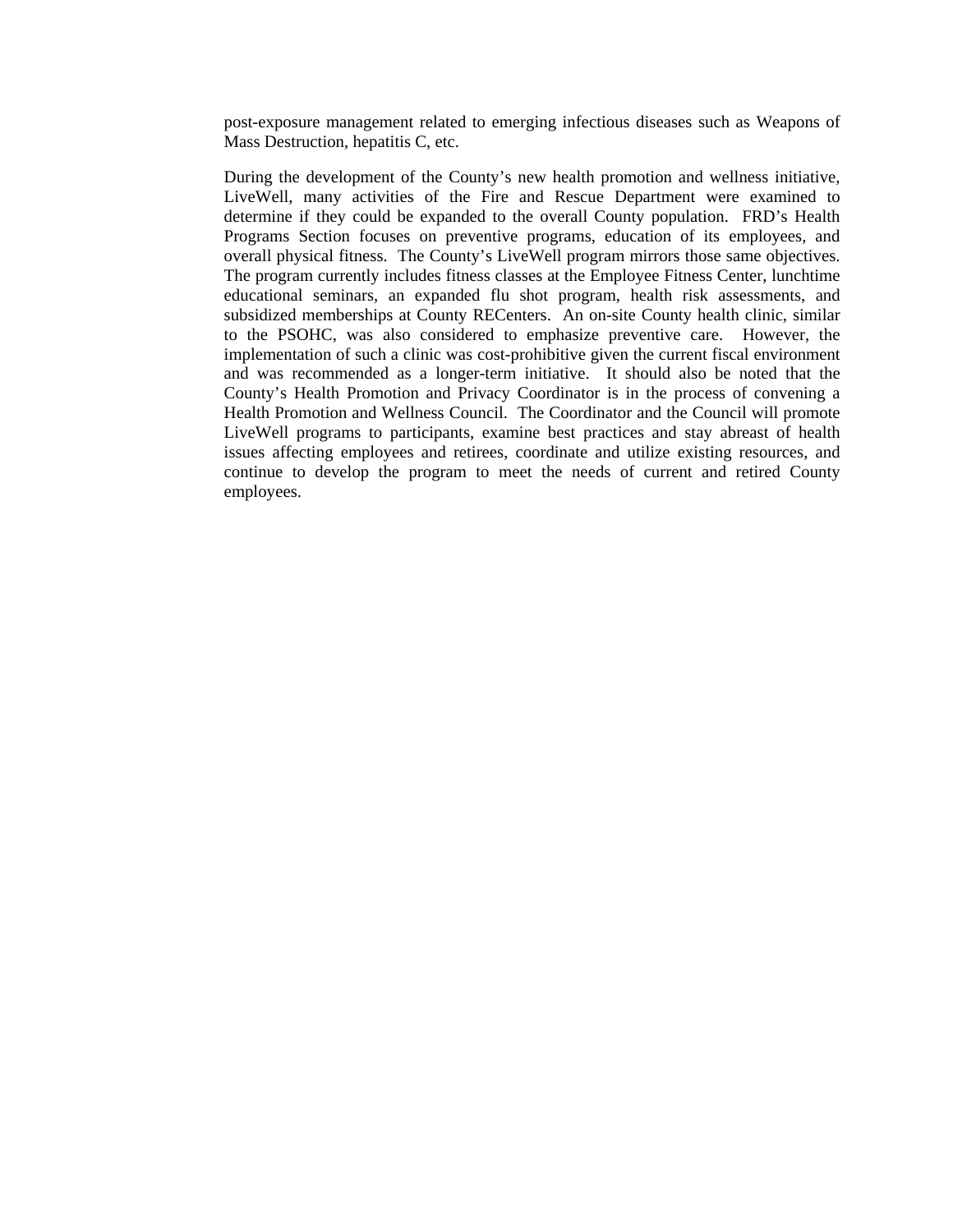post-exposure management related to emerging infectious diseases such as Weapons of Mass Destruction, hepatitis C, etc.

During the development of the County's new health promotion and wellness initiative, LiveWell, many activities of the Fire and Rescue Department were examined to determine if they could be expanded to the overall County population. FRD's Health Programs Section focuses on preventive programs, education of its employees, and overall physical fitness. The County's LiveWell program mirrors those same objectives. The program currently includes fitness classes at the Employee Fitness Center, lunchtime educational seminars, an expanded flu shot program, health risk assessments, and subsidized memberships at County RECenters. An on-site County health clinic, similar to the PSOHC, was also considered to emphasize preventive care. However, the implementation of such a clinic was cost-prohibitive given the current fiscal environment and was recommended as a longer-term initiative. It should also be noted that the County's Health Promotion and Privacy Coordinator is in the process of convening a Health Promotion and Wellness Council. The Coordinator and the Council will promote LiveWell programs to participants, examine best practices and stay abreast of health issues affecting employees and retirees, coordinate and utilize existing resources, and continue to develop the program to meet the needs of current and retired County employees.